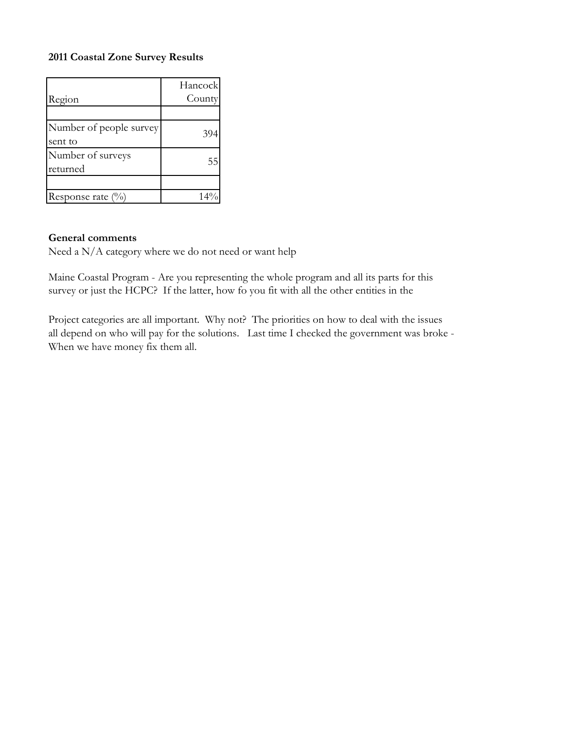**2011 Coastal Zone Survey Results**

| Region | Hancock County |
|---|---|
| | |
| Number of people survey sent to | 394 |
| Number of surveys returned | 55 |
| | |
| Response rate (%) | 14% |

**General comments**

Need a N/A category where we do not need or want help

Maine Coastal Program - Are you representing the whole program and all its parts for this survey or just the HCPC? If the latter, how fo you fit with all the other entities in the

Project categories are all important. Why not? The priorities on how to deal with the issues all depend on who will pay for the solutions. Last time I checked the government was broke - When we have money fix them all.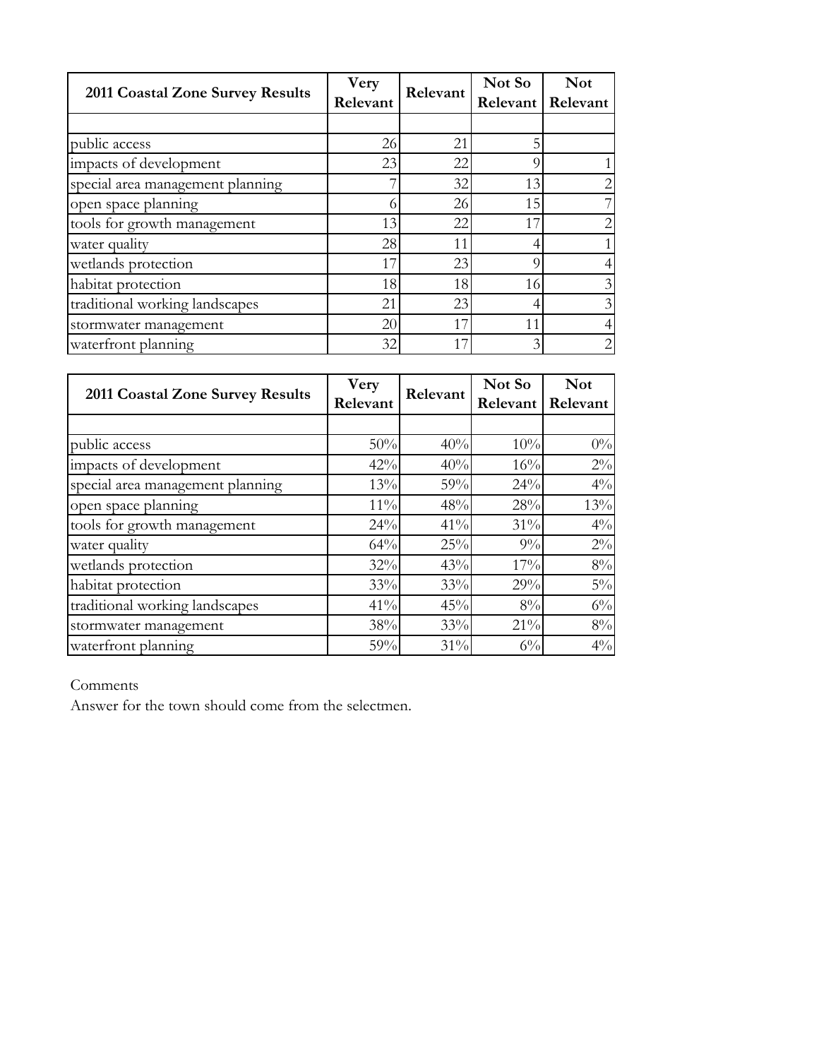| 2011 Coastal Zone Survey Results | Very Relevant | Relevant | Not So Relevant | Not Relevant |
|---|---|---|---|---|
| | | | | |
| public access | 26 | 21 | 5 | |
| impacts of development | 23 | 22 | 9 | 1 |
| special area management planning | 7 | 32 | 13 | 2 |
| open space planning | 6 | 26 | 15 | 7 |
| tools for growth management | 13 | 22 | 17 | 2 |
| water quality | 28 | 11 | 4 | 1 |
| wetlands protection | 17 | 23 | 9 | 4 |
| habitat protection | 18 | 18 | 16 | 3 |
| traditional working landscapes | 21 | 23 | 4 | 3 |
| stormwater management | 20 | 17 | 11 | 4 |
| waterfront planning | 32 | 17 | 3 | 2 |

| 2011 Coastal Zone Survey Results | Very Relevant | Relevant | Not So Relevant | Not Relevant |
|---|---|---|---|---|
| | | | | |
| public access | 50% | 40% | 10% | 0% |
| impacts of development | 42% | 40% | 16% | 2% |
| special area management planning | 13% | 59% | 24% | 4% |
| open space planning | 11% | 48% | 28% | 13% |
| tools for growth management | 24% | 41% | 31% | 4% |
| water quality | 64% | 25% | 9% | 2% |
| wetlands protection | 32% | 43% | 17% | 8% |
| habitat protection | 33% | 33% | 29% | 5% |
| traditional working landscapes | 41% | 45% | 8% | 6% |
| stormwater management | 38% | 33% | 21% | 8% |
| waterfront planning | 59% | 31% | 6% | 4% |

Comments

Answer for the town should come from the selectmen.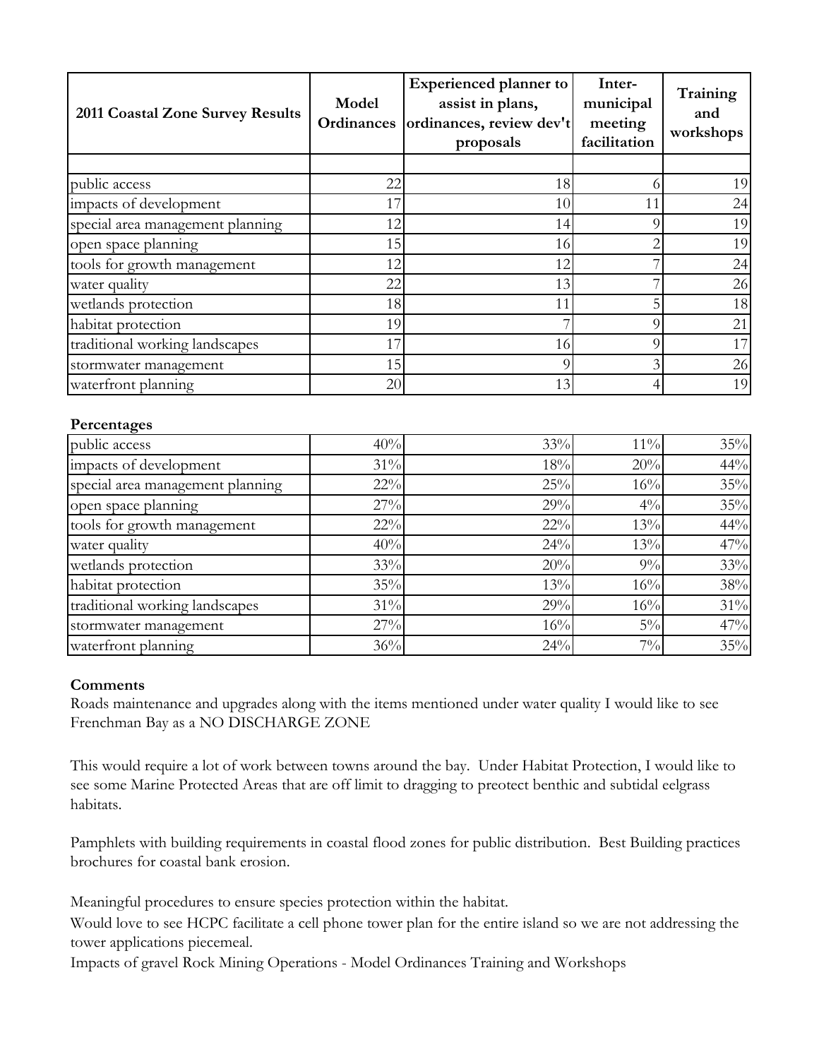| 2011 Coastal Zone Survey Results | Model Ordinances | Experienced planner to assist in plans, ordinances, review dev't proposals | Inter-municipal meeting facilitation | Training and workshops |
|---|---|---|---|---|
| | | | | |
| public access | 22 | 18 | 6 | 19 |
| impacts of development | 17 | 10 | 11 | 24 |
| special area management planning | 12 | 14 | 9 | 19 |
| open space planning | 15 | 16 | 2 | 19 |
| tools for growth management | 12 | 12 | 7 | 24 |
| water quality | 22 | 13 | 7 | 26 |
| wetlands protection | 18 | 11 | 5 | 18 |
| habitat protection | 19 | 7 | 9 | 21 |
| traditional working landscapes | 17 | 16 | 9 | 17 |
| stormwater management | 15 | 9 | 3 | 26 |
| waterfront planning | 20 | 13 | 4 | 19 |

**Percentages**

| | | | | |
|---|---|---|---|---|
| public access | 40% | 33% | 11% | 35% |
| impacts of development | 31% | 18% | 20% | 44% |
| special area management planning | 22% | 25% | 16% | 35% |
| open space planning | 27% | 29% | 4% | 35% |
| tools for growth management | 22% | 22% | 13% | 44% |
| water quality | 40% | 24% | 13% | 47% |
| wetlands protection | 33% | 20% | 9% | 33% |
| habitat protection | 35% | 13% | 16% | 38% |
| traditional working landscapes | 31% | 29% | 16% | 31% |
| stormwater management | 27% | 16% | 5% | 47% |
| waterfront planning | 36% | 24% | 7% | 35% |

**Comments**

Roads maintenance and upgrades along with the items mentioned under water quality I would like to see Frenchman Bay as a NO DISCHARGE ZONE

This would require a lot of work between towns around the bay. Under Habitat Protection, I would like to see some Marine Protected Areas that are off limit to dragging to preotect benthic and subtidal eelgrass habitats.

Pamphlets with building requirements in coastal flood zones for public distribution. Best Building practices brochures for coastal bank erosion.

Meaningful procedures to ensure species protection within the habitat.

Would love to see HCPC facilitate a cell phone tower plan for the entire island so we are not addressing the tower applications piecemeal.

Impacts of gravel Rock Mining Operations - Model Ordinances Training and Workshops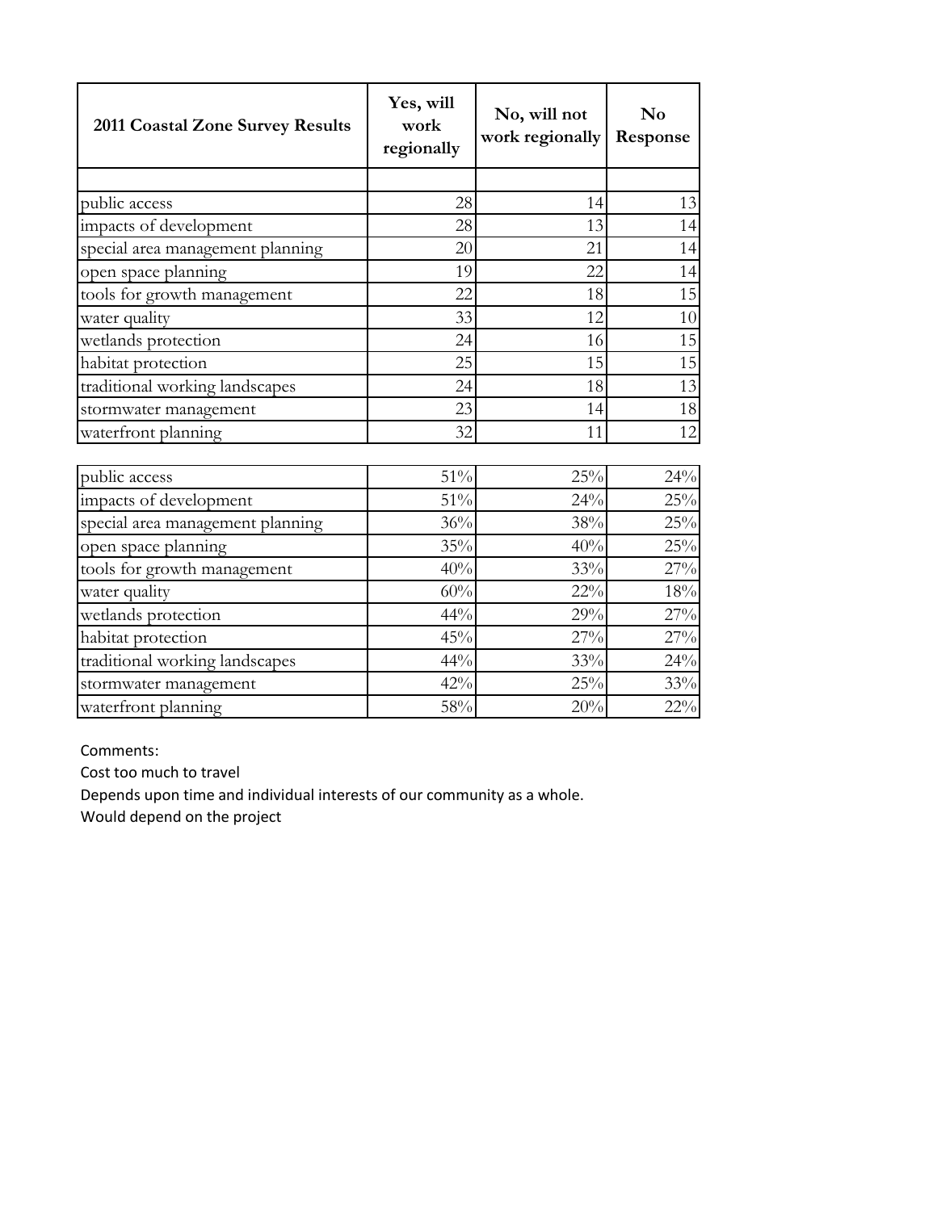| 2011 Coastal Zone Survey Results | Yes, will work regionally | No, will not work regionally | No Response |
|---|---|---|---|
| | | | |
| public access | 28 | 14 | 13 |
| impacts of development | 28 | 13 | 14 |
| special area management planning | 20 | 21 | 14 |
| open space planning | 19 | 22 | 14 |
| tools for growth management | 22 | 18 | 15 |
| water quality | 33 | 12 | 10 |
| wetlands protection | 24 | 16 | 15 |
| habitat protection | 25 | 15 | 15 |
| traditional working landscapes | 24 | 18 | 13 |
| stormwater management | 23 | 14 | 18 |
| waterfront planning | 32 | 11 | 12 |

| | | | |
|---|---|---|---|
| public access | 51% | 25% | 24% |
| impacts of development | 51% | 24% | 25% |
| special area management planning | 36% | 38% | 25% |
| open space planning | 35% | 40% | 25% |
| tools for growth management | 40% | 33% | 27% |
| water quality | 60% | 22% | 18% |
| wetlands protection | 44% | 29% | 27% |
| habitat protection | 45% | 27% | 27% |
| traditional working landscapes | 44% | 33% | 24% |
| stormwater management | 42% | 25% | 33% |
| waterfront planning | 58% | 20% | 22% |

Comments:

Cost too much to travel

Depends upon time and individual interests of our community as a whole.

Would depend on the project